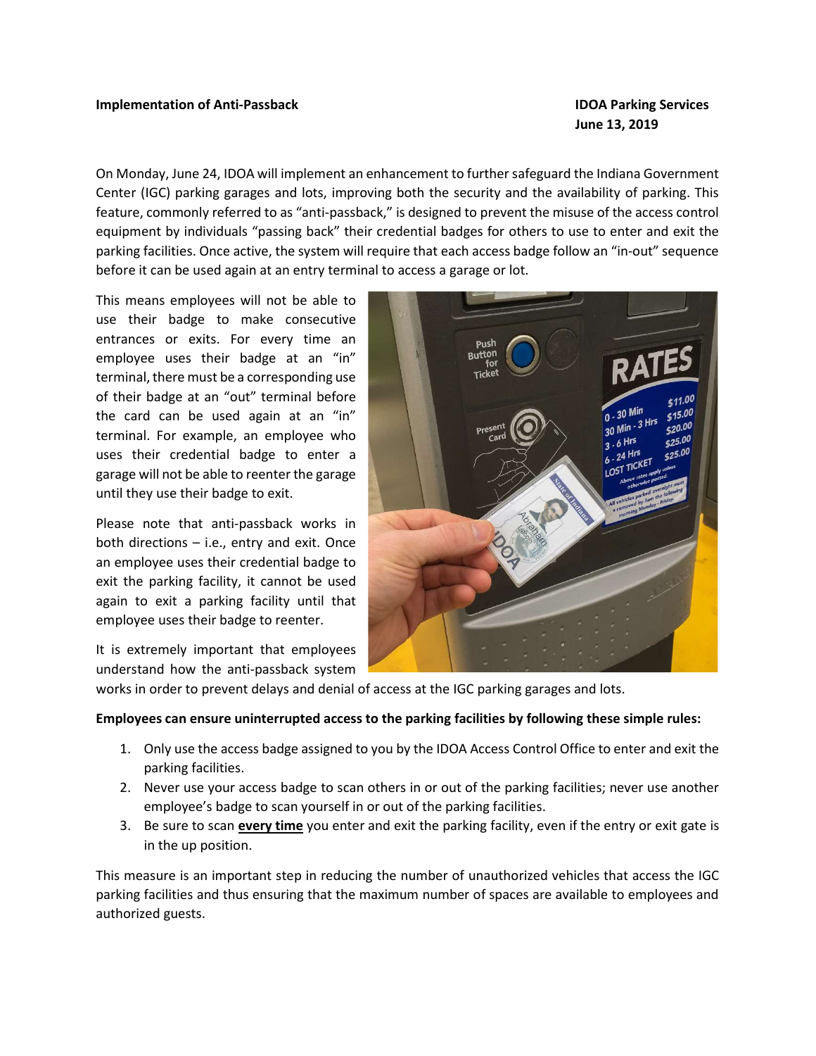**Implementation of Anti-Passback**

**IDOA Parking Services**
**June 13, 2019**

On Monday, June 24, IDOA will implement an enhancement to further safeguard the Indiana Government Center (IGC) parking garages and lots, improving both the security and the availability of parking. This feature, commonly referred to as "anti-passback," is designed to prevent the misuse of the access control equipment by individuals "passing back" their credential badges for others to use to enter and exit the parking facilities. Once active, the system will require that each access badge follow an "in-out" sequence before it can be used again at an entry terminal to access a garage or lot.

This means employees will not be able to use their badge to make consecutive entrances or exits. For every time an employee uses their badge at an "in" terminal, there must be a corresponding use of their badge at an "out" terminal before the card can be used again at an "in" terminal. For example, an employee who uses their credential badge to enter a garage will not be able to reenter the garage until they use their badge to exit.

Please note that anti-passback works in both directions – i.e., entry and exit. Once an employee uses their credential badge to exit the parking facility, it cannot be used again to exit a parking facility until that employee uses their badge to reenter.

It is extremely important that employees understand how the anti-passback system works in order to prevent delays and denial of access at the IGC parking garages and lots.

**Employees can ensure uninterrupted access to the parking facilities by following these simple rules:**

1. Only use the access badge assigned to you by the IDOA Access Control Office to enter and exit the parking facilities.
2. Never use your access badge to scan others in or out of the parking facilities; never use another employee's badge to scan yourself in or out of the parking facilities.
3. Be sure to scan **every time** you enter and exit the parking facility, even if the entry or exit gate is in the up position.

This measure is an important step in reducing the number of unauthorized vehicles that access the IGC parking facilities and thus ensuring that the maximum number of spaces are available to employees and authorized guests.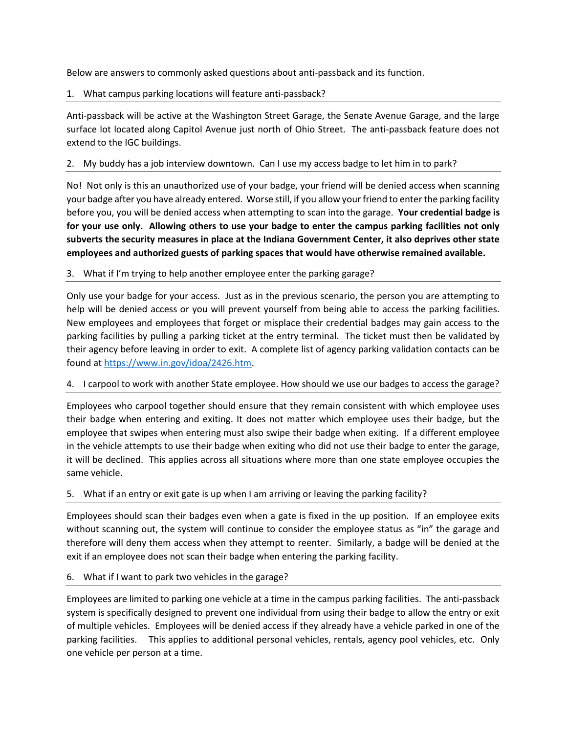Below are answers to commonly asked questions about anti-passback and its function.

### 1. What campus parking locations will feature anti-passback?

Anti-passback will be active at the Washington Street Garage, the Senate Avenue Garage, and the large surface lot located along Capitol Avenue just north of Ohio Street. The anti-passback feature does not extend to the IGC buildings.

### 2. My buddy has a job interview downtown. Can I use my access badge to let him in to park?

No! Not only is this an unauthorized use of your badge, your friend will be denied access when scanning your badge after you have already entered. Worse still, if you allow your friend to enter the parking facility before you, you will be denied access when attempting to scan into the garage. **Your credential badge is for your use only. Allowing others to use your badge to enter the campus parking facilities not only subverts the security measures in place at the Indiana Government Center, it also deprives other state employees and authorized guests of parking spaces that would have otherwise remained available.**

### 3. What if I'm trying to help another employee enter the parking garage?

Only use your badge for your access. Just as in the previous scenario, the person you are attempting to help will be denied access or you will prevent yourself from being able to access the parking facilities. New employees and employees that forget or misplace their credential badges may gain access to the parking facilities by pulling a parking ticket at the entry terminal. The ticket must then be validated by their agency before leaving in order to exit. A complete list of agency parking validation contacts can be found at [https://www.in.gov/idoa/2426.htm](https://www.in.gov/idoa/2426.htm).

### 4. I carpool to work with another State employee. How should we use our badges to access the garage?

Employees who carpool together should ensure that they remain consistent with which employee uses their badge when entering and exiting. It does not matter which employee uses their badge, but the employee that swipes when entering must also swipe their badge when exiting. If a different employee in the vehicle attempts to use their badge when exiting who did not use their badge to enter the garage, it will be declined. This applies across all situations where more than one state employee occupies the same vehicle.

### 5. What if an entry or exit gate is up when I am arriving or leaving the parking facility?

Employees should scan their badges even when a gate is fixed in the up position. If an employee exits without scanning out, the system will continue to consider the employee status as "in" the garage and therefore will deny them access when they attempt to reenter. Similarly, a badge will be denied at the exit if an employee does not scan their badge when entering the parking facility.

### 6. What if I want to park two vehicles in the garage?

Employees are limited to parking one vehicle at a time in the campus parking facilities. The anti-passback system is specifically designed to prevent one individual from using their badge to allow the entry or exit of multiple vehicles. Employees will be denied access if they already have a vehicle parked in one of the parking facilities. This applies to additional personal vehicles, rentals, agency pool vehicles, etc. Only one vehicle per person at a time.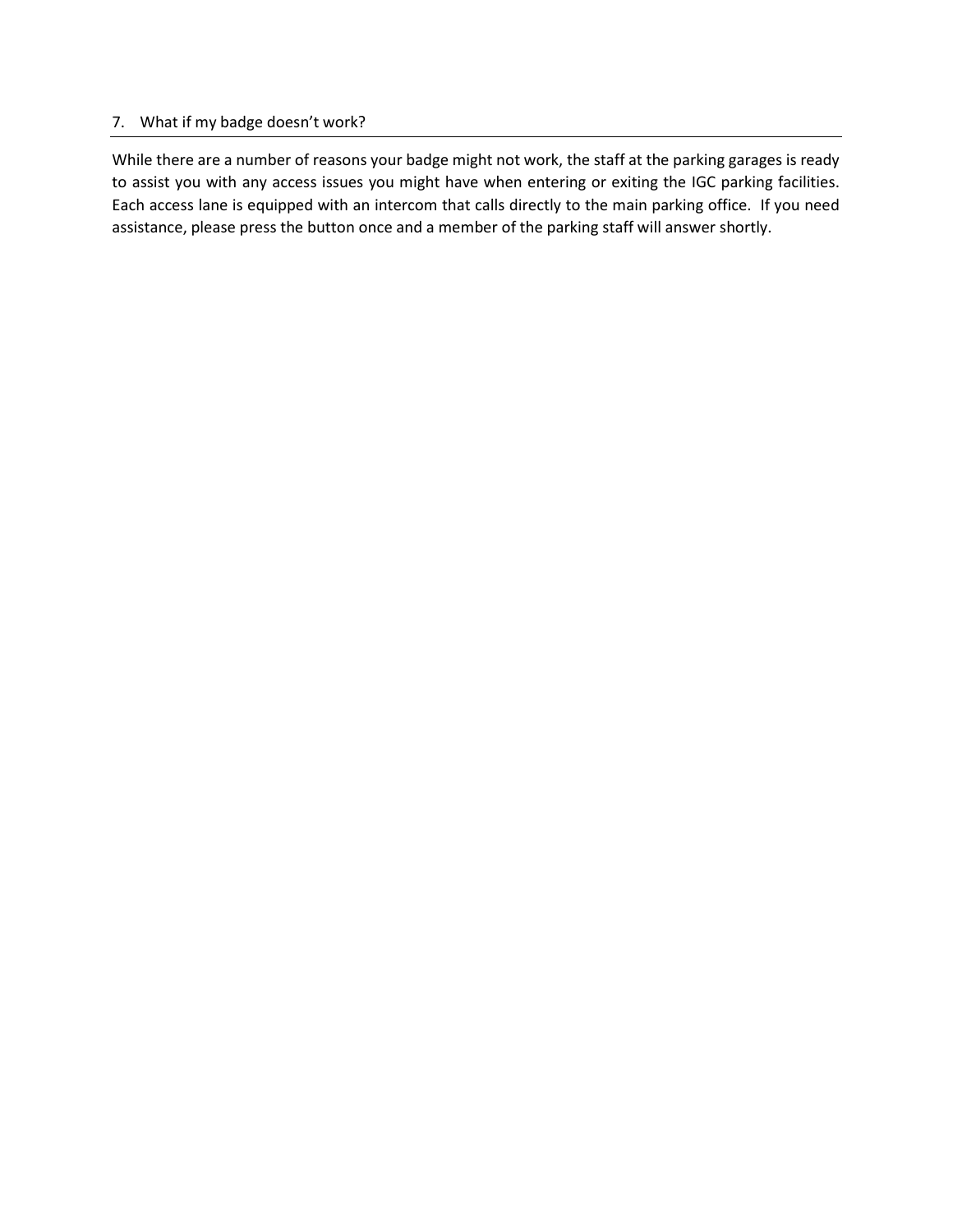### 7. What if my badge doesn't work?

While there are a number of reasons your badge might not work, the staff at the parking garages is ready to assist you with any access issues you might have when entering or exiting the IGC parking facilities. Each access lane is equipped with an intercom that calls directly to the main parking office. If you need assistance, please press the button once and a member of the parking staff will answer shortly.